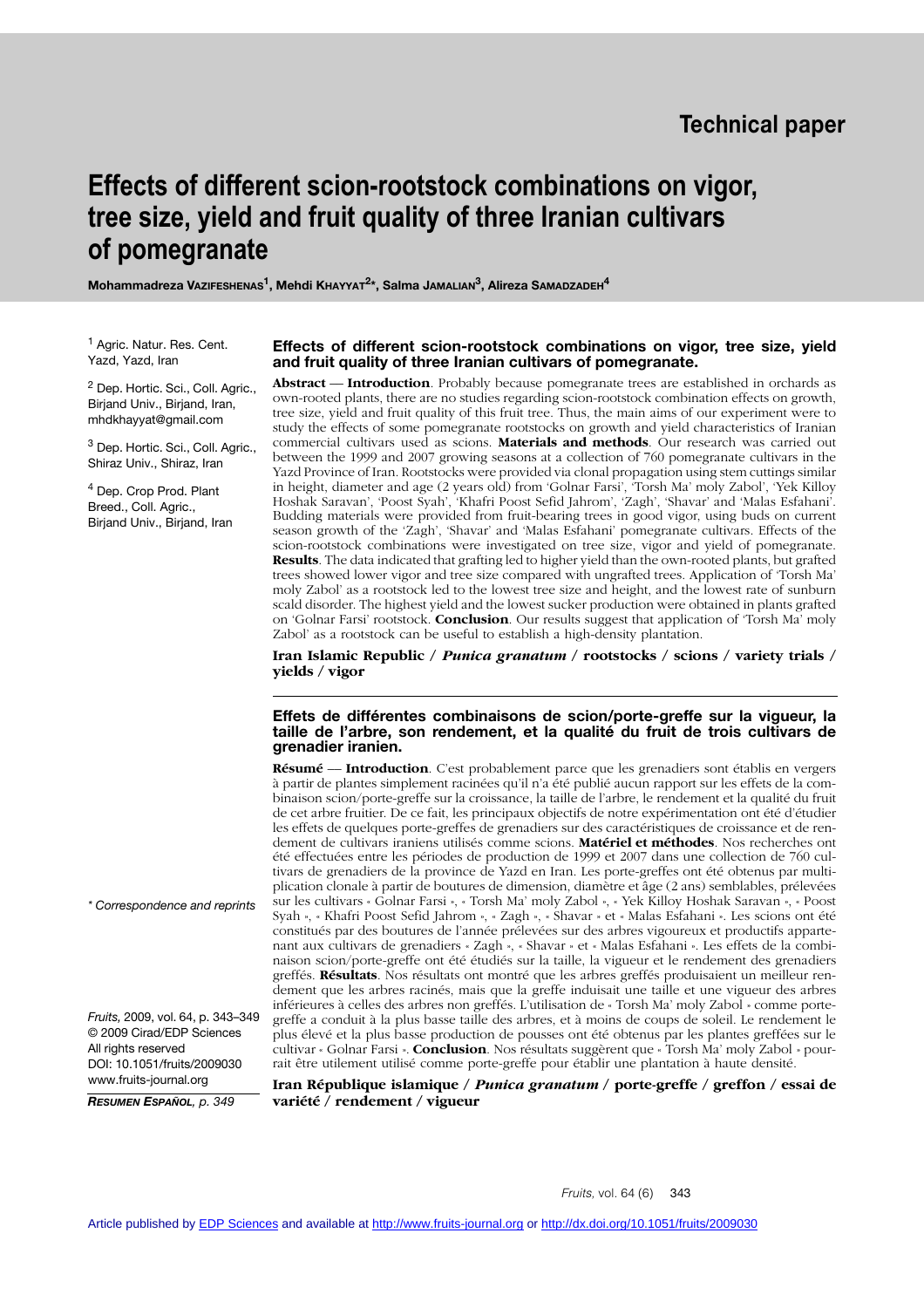Technical paper

# Effects of different scion-rootstock combinations on vigor, tree size, yield and fruit quality of three Iranian cultivars of pomegranate

**Mohammadreza Vazifeshenas[1], Mehdi Khayyat[2]*, Salma Jamalian[3], Alireza Samadzadeh[4]**

[1] Agric. Natur. Res. Cent. Yazd, Yazd, Iran

[2] Dep. Hortic. Sci., Coll. Agric., Birjand Univ., Birjand, Iran, mhdkhayyat@gmail.com

[3] Dep. Hortic. Sci., Coll. Agric., Shiraz Univ., Shiraz, Iran

[4] Dep. Crop Prod. Plant Breed., Coll. Agric., Birjand Univ., Birjand, Iran

\* Correspondence and reprints

*Fruits,* 2009, vol. 64, p. 343–349
© 2009 Cirad/EDP Sciences
All rights reserved
DOI: 10.1051/fruits/2009030
www.fruits-journal.org

***Resumen Español**, p. 349*

### Effects of different scion-rootstock combinations on vigor, tree size, yield and fruit quality of three Iranian cultivars of pomegranate.

**Abstract** — **Introduction**. Probably because pomegranate trees are established in orchards as own-rooted plants, there are no studies regarding scion-rootstock combination effects on growth, tree size, yield and fruit quality of this fruit tree. Thus, the main aims of our experiment were to study the effects of some pomegranate rootstocks on growth and yield characteristics of Iranian commercial cultivars used as scions. **Materials and methods**. Our research was carried out between the 1999 and 2007 growing seasons at a collection of 760 pomegranate cultivars in the Yazd Province of Iran. Rootstocks were provided via clonal propagation using stem cuttings similar in height, diameter and age (2 years old) from 'Golnar Farsi', 'Torsh Ma' moly Zabol', 'Yek Killoy Hoshak Saravan', 'Poost Syah', 'Khafri Poost Sefid Jahrom', 'Zagh', 'Shavar' and 'Malas Esfahani'. Budding materials were provided from fruit-bearing trees in good vigor, using buds on current season growth of the 'Zagh', 'Shavar' and 'Malas Esfahani' pomegranate cultivars. Effects of the scion-rootstock combinations were investigated on tree size, vigor and yield of pomegranate. **Results**. The data indicated that grafting led to higher yield than the own-rooted plants, but grafted trees showed lower vigor and tree size compared with ungrafted trees. Application of 'Torsh Ma' moly Zabol' as a rootstock led to the lowest tree size and height, and the lowest rate of sunburn scald disorder. The highest yield and the lowest sucker production were obtained in plants grafted on 'Golnar Farsi' rootstock. **Conclusion**. Our results suggest that application of 'Torsh Ma' moly Zabol' as a rootstock can be useful to establish a high-density plantation.

**Iran Islamic Republic / *Punica granatum* / rootstocks / scions / variety trials / yields / vigor**

### Effets de différentes combinaisons de scion/porte-greffe sur la vigueur, la taille de l'arbre, son rendement, et la qualité du fruit de trois cultivars de grenadier iranien.

**Résumé** — **Introduction**. C'est probablement parce que les grenadiers sont établis en vergers à partir de plantes simplement racinées qu'il n'a été publié aucun rapport sur les effets de la combinaison scion/porte-greffe sur la croissance, la taille de l'arbre, le rendement et la qualité du fruit de cet arbre fruitier. De ce fait, les principaux objectifs de notre expérimentation ont été d'étudier les effets de quelques porte-greffes de grenadiers sur des caractéristiques de croissance et de rendement de cultivars iraniens utilisés comme scions. **Matériel et méthodes**. Nos recherches ont été effectuées entre les périodes de production de 1999 et 2007 dans une collection de 760 cultivars de grenadiers de la province de Yazd en Iran. Les porte-greffes ont été obtenus par multiplication clonale à partir de boutures de dimension, diamètre et âge (2 ans) semblables, prélevées sur les cultivars « Golnar Farsi », « Torsh Ma' moly Zabol », « Yek Killoy Hoshak Saravan », « Poost Syah », « Khafri Poost Sefid Jahrom », « Zagh », « Shavar » et « Malas Esfahani ». Les scions ont été constitués par des boutures de l'année prélevées sur des arbres vigoureux et productifs appartenant aux cultivars de grenadiers « Zagh », « Shavar » et « Malas Esfahani ». Les effets de la combinaison scion/porte-greffe ont été étudiés sur la taille, la vigueur et le rendement des grenadiers greffés. **Résultats**. Nos résultats ont montré que les arbres greffés produisaient un meilleur rendement que les arbres racinés, mais que la greffe induisait une taille et une vigueur des arbres inférieures à celles des arbres non greffés. L'utilisation de « Torsh Ma' moly Zabol » comme porte-greffe a conduit à la plus basse taille des arbres, et à moins de coups de soleil. Le rendement le plus élevé et la plus basse production de pousses ont été obtenus par les plantes greffées sur le cultivar « Golnar Farsi ». **Conclusion**. Nos résultats suggèrent que « Torsh Ma' moly Zabol » pourrait être utilement utilisé comme porte-greffe pour établir une plantation à haute densité.

**Iran République islamique / *Punica granatum* / porte-greffe / greffon / essai de variété / rendement / vigueur**

Article published by EDP Sciences and available at http://www.fruits-journal.org or http://dx.doi.org/10.1051/fruits/2009030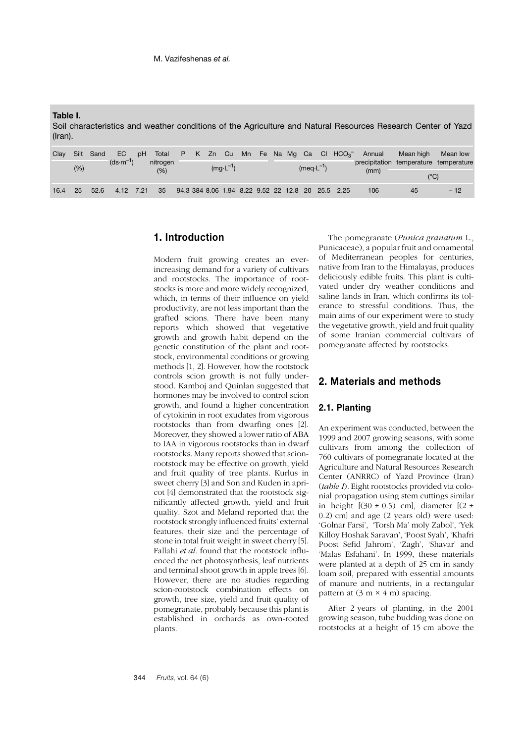**Table I.**
Soil characteristics and weather conditions of the Agriculture and Natural Resources Research Center of Yazd (Iran).

| Clay | Silt | Sand | EC | pH | Total nitrogen | P | K | Zn | Cu | Mn | Fe | Na | Mg | Ca | Cl | $HCO_3^-$ | Annual precipitation | Mean high temperature | Mean low temperature |
|---|---|---|---|---|---|---|---|---|---|---|---|---|---|---|---|---|---|---|---|
| (%) | | | $(ds \cdot m^{-1})$ | | (%) | $(mg \cdot L^{-1})$ | | | | | | $(meq \cdot L^{-1})$ | | | | | (mm) | (°C) | |
| 16.4 | 25 | 52.6 | 4.12 | 7.21 | 35 | 94.3 | 384 | 8.06 | 1.94 | 8.22 | 9.52 | 22 | 12.8 | 20 | 25.5 | 2.25 | 106 | 45 | – 12 |

## 1. Introduction

Modern fruit growing creates an ever-increasing demand for a variety of cultivars and rootstocks. The importance of rootstocks is more and more widely recognized, which, in terms of their influence on yield productivity, are not less important than the grafted scions. There have been many reports which showed that vegetative growth and growth habit depend on the genetic constitution of the plant and rootstock, environmental conditions or growing methods [1, 2]. However, how the rootstock controls scion growth is not fully understood. Kamboj and Quinlan suggested that hormones may be involved to control scion growth, and found a higher concentration of cytokinin in root exudates from vigorous rootstocks than from dwarfing ones [2]. Moreover, they showed a lower ratio of ABA to IAA in vigorous rootstocks than in dwarf rootstocks. Many reports showed that scion-rootstock may be effective on growth, yield and fruit quality of tree plants. Kurlus in sweet cherry [3] and Son and Kuden in apricot [4] demonstrated that the rootstock significantly affected growth, yield and fruit quality. Szot and Meland reported that the rootstock strongly influenced fruits' external features, their size and the percentage of stone in total fruit weight in sweet cherry [5]. Fallahi *et al.* found that the rootstock influenced the net photosynthesis, leaf nutrients and terminal shoot growth in apple trees [6]. However, there are no studies regarding scion-rootstock combination effects on growth, tree size, yield and fruit quality of pomegranate, probably because this plant is established in orchards as own-rooted plants.

The pomegranate (*Punica granatum* L., Punicaceae), a popular fruit and ornamental of Mediterranean peoples for centuries, native from Iran to the Himalayas, produces deliciously edible fruits. This plant is cultivated under dry weather conditions and saline lands in Iran, which confirms its tolerance to stressful conditions. Thus, the main aims of our experiment were to study the vegetative growth, yield and fruit quality of some Iranian commercial cultivars of pomegranate affected by rootstocks.

## 2. Materials and methods

### 2.1. Planting

An experiment was conducted, between the 1999 and 2007 growing seasons, with some cultivars from among the collection of 760 cultivars of pomegranate located at the Agriculture and Natural Resources Research Center (ANRRC) of Yazd Province (Iran) (*table I*). Eight rootstocks provided via colonial propagation using stem cuttings similar in height [(30 ± 0.5) cm], diameter [(2 ± 0.2) cm] and age (2 years old) were used: 'Golnar Farsi', 'Torsh Ma' moly Zabol', 'Yek Killoy Hoshak Saravan', 'Poost Syah', 'Khafri Poost Sefid Jahrom', 'Zagh', 'Shavar' and 'Malas Esfahani'. In 1999, these materials were planted at a depth of 25 cm in sandy loam soil, prepared with essential amounts of manure and nutrients, in a rectangular pattern at (3 m × 4 m) spacing.

After 2 years of planting, in the 2001 growing season, tube budding was done on rootstocks at a height of 15 cm above the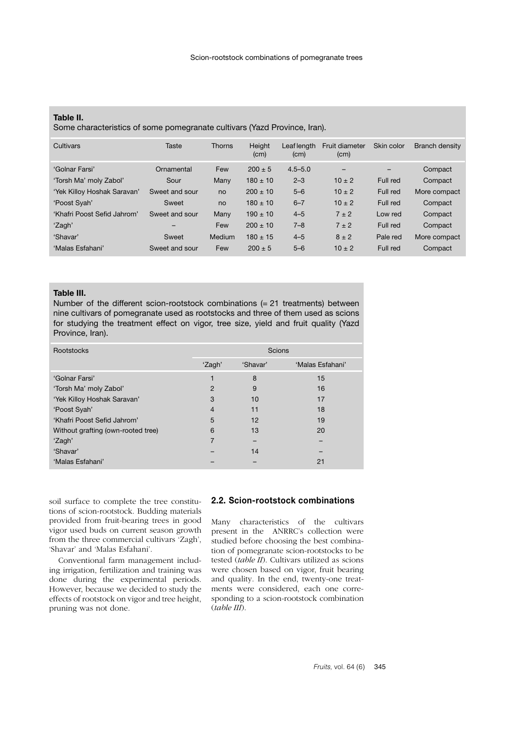**Table II.**
Some characteristics of some pomegranate cultivars (Yazd Province, Iran).

| Cultivars | Taste | Thorns | Height (cm) | Leaf length (cm) | Fruit diameter (cm) | Skin color | Branch density |
|---|---|---|---|---|---|---|---|
| 'Golnar Farsi' | Ornamental | Few | 200 ± 5 | 4.5–5.0 | – | – | Compact |
| 'Torsh Ma' moly Zabol' | Sour | Many | 180 ± 10 | 2–3 | 10 ± 2 | Full red | Compact |
| 'Yek Killoy Hoshak Saravan' | Sweet and sour | no | 200 ± 10 | 5–6 | 10 ± 2 | Full red | More compact |
| 'Poost Syah' | Sweet | no | 180 ± 10 | 6–7 | 10 ± 2 | Full red | Compact |
| 'Khafri Poost Sefid Jahrom' | Sweet and sour | Many | 190 ± 10 | 4–5 | 7 ± 2 | Low red | Compact |
| 'Zagh' | – | Few | 200 ± 10 | 7–8 | 7 ± 2 | Full red | Compact |
| 'Shavar' | Sweet | Medium | 180 ± 15 | 4–5 | 8 ± 2 | Pale red | More compact |
| 'Malas Esfahani' | Sweet and sour | Few | 200 ± 5 | 5–6 | 10 ± 2 | Full red | Compact |

**Table III.**
Number of the different scion-rootstock combinations (= 21 treatments) between nine cultivars of pomegranate used as rootstocks and three of them used as scions for studying the treatment effect on vigor, tree size, yield and fruit quality (Yazd Province, Iran).

| Rootstocks | Scions | | |
|---|---|---|---|
| | 'Zagh' | 'Shavar' | 'Malas Esfahani' |
| 'Golnar Farsi' | 1 | 8 | 15 |
| 'Torsh Ma' moly Zabol' | 2 | 9 | 16 |
| 'Yek Killoy Hoshak Saravan' | 3 | 10 | 17 |
| 'Poost Syah' | 4 | 11 | 18 |
| 'Khafri Poost Sefid Jahrom' | 5 | 12 | 19 |
| Without grafting (own-rooted tree) | 6 | 13 | 20 |
| 'Zagh' | 7 | – | – |
| 'Shavar' | – | 14 | – |
| 'Malas Esfahani' | – | – | 21 |

soil surface to complete the tree constitutions of scion-rootstock. Budding materials provided from fruit-bearing trees in good vigor used buds on current season growth from the three commercial cultivars 'Zagh', 'Shavar' and 'Malas Esfahani'.

Conventional farm management including irrigation, fertilization and training was done during the experimental periods. However, because we decided to study the effects of rootstock on vigor and tree height, pruning was not done.

## 2.2. Scion-rootstock combinations

Many characteristics of the cultivars present in the ANRRC's collection were studied before choosing the best combination of pomegranate scion-rootstocks to be tested (*table II*). Cultivars utilized as scions were chosen based on vigor, fruit bearing and quality. In the end, twenty-one treatments were considered, each one corresponding to a scion-rootstock combination (*table III*).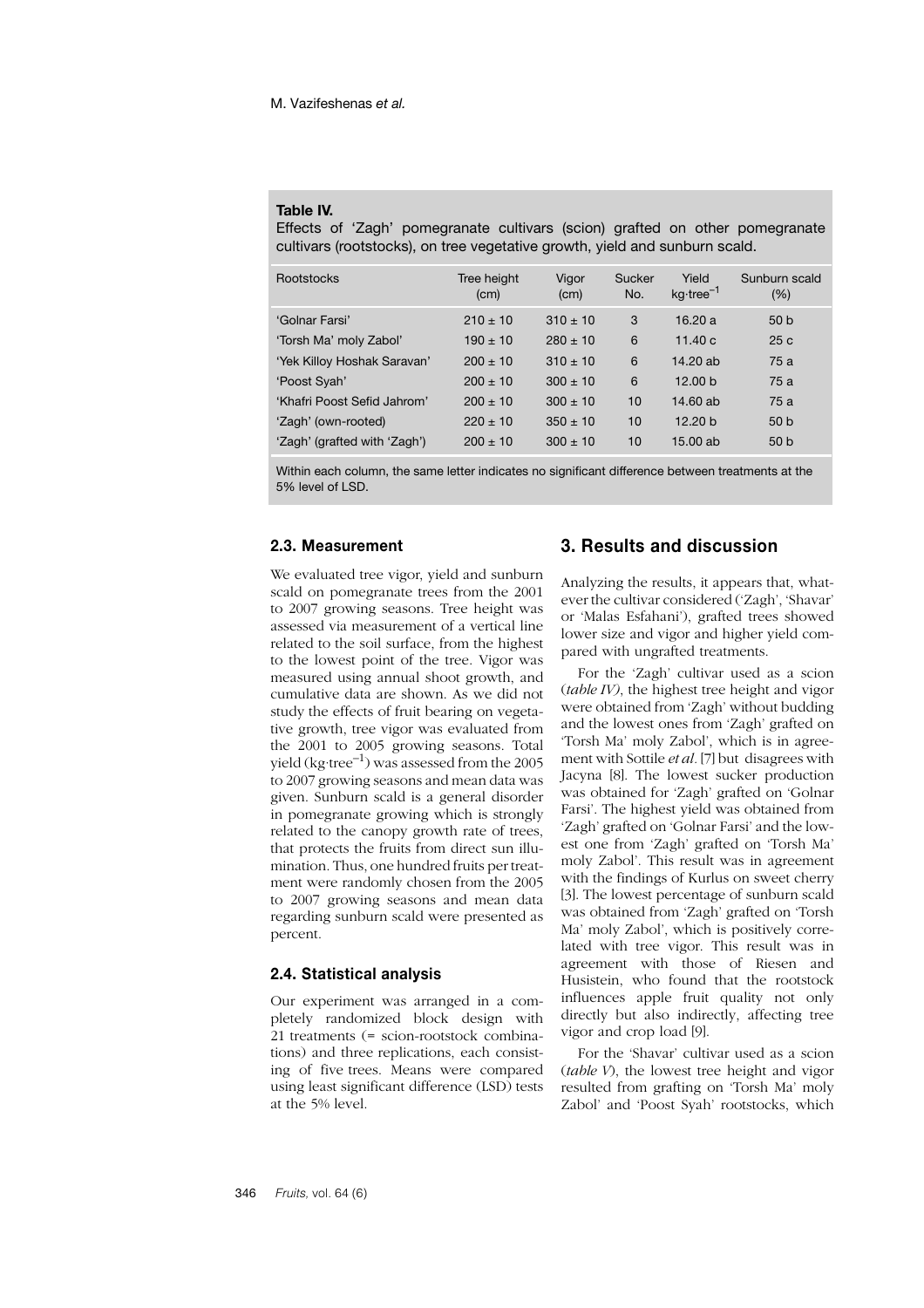**Table IV.**
Effects of 'Zagh' pomegranate cultivars (scion) grafted on other pomegranate cultivars (rootstocks), on tree vegetative growth, yield and sunburn scald.

| Rootstocks | Tree height (cm) | Vigor (cm) | Sucker No. | Yield $kg{\cdot}tree^{-1}$ | Sunburn scald (%) |
|---|---|---|---|---|---|
| 'Golnar Farsi' | 210 ± 10 | 310 ± 10 | 3 | 16.20 a | 50 b |
| 'Torsh Ma' moly Zabol' | 190 ± 10 | 280 ± 10 | 6 | 11.40 c | 25 c |
| 'Yek Killoy Hoshak Saravan' | 200 ± 10 | 310 ± 10 | 6 | 14.20 ab | 75 a |
| 'Poost Syah' | 200 ± 10 | 300 ± 10 | 6 | 12.00 b | 75 a |
| 'Khafri Poost Sefid Jahrom' | 200 ± 10 | 300 ± 10 | 10 | 14.60 ab | 75 a |
| 'Zagh' (own-rooted) | 220 ± 10 | 350 ± 10 | 10 | 12.20 b | 50 b |
| 'Zagh' (grafted with 'Zagh') | 200 ± 10 | 300 ± 10 | 10 | 15.00 ab | 50 b |

Within each column, the same letter indicates no significant difference between treatments at the 5% level of LSD.

### 2.3. Measurement

We evaluated tree vigor, yield and sunburn scald on pomegranate trees from the 2001 to 2007 growing seasons. Tree height was assessed via measurement of a vertical line related to the soil surface, from the highest to the lowest point of the tree. Vigor was measured using annual shoot growth, and cumulative data are shown. As we did not study the effects of fruit bearing on vegetative growth, tree vigor was evaluated from the 2001 to 2005 growing seasons. Total yield ($kg{\cdot}tree^{-1}$) was assessed from the 2005 to 2007 growing seasons and mean data was given. Sunburn scald is a general disorder in pomegranate growing which is strongly related to the canopy growth rate of trees, that protects the fruits from direct sun illumination. Thus, one hundred fruits per treatment were randomly chosen from the 2005 to 2007 growing seasons and mean data regarding sunburn scald were presented as percent.

### 2.4. Statistical analysis

Our experiment was arranged in a completely randomized block design with 21 treatments (= scion-rootstock combinations) and three replications, each consisting of five trees. Means were compared using least significant difference (LSD) tests at the 5% level.

## 3. Results and discussion

Analyzing the results, it appears that, whatever the cultivar considered ('Zagh', 'Shavar' or 'Malas Esfahani'), grafted trees showed lower size and vigor and higher yield compared with ungrafted treatments.

For the 'Zagh' cultivar used as a scion (*table IV)*, the highest tree height and vigor were obtained from 'Zagh' without budding and the lowest ones from 'Zagh' grafted on 'Torsh Ma' moly Zabol', which is in agreement with Sottile *et al*. [7] but disagrees with Jacyna [8]. The lowest sucker production was obtained for 'Zagh' grafted on 'Golnar Farsi'. The highest yield was obtained from 'Zagh' grafted on 'Golnar Farsi' and the lowest one from 'Zagh' grafted on 'Torsh Ma' moly Zabol'. This result was in agreement with the findings of Kurlus on sweet cherry [3]. The lowest percentage of sunburn scald was obtained from 'Zagh' grafted on 'Torsh Ma' moly Zabol', which is positively correlated with tree vigor. This result was in agreement with those of Riesen and Husistein, who found that the rootstock influences apple fruit quality not only directly but also indirectly, affecting tree vigor and crop load [9].

For the 'Shavar' cultivar used as a scion (*table V*), the lowest tree height and vigor resulted from grafting on 'Torsh Ma' moly Zabol' and 'Poost Syah' rootstocks, which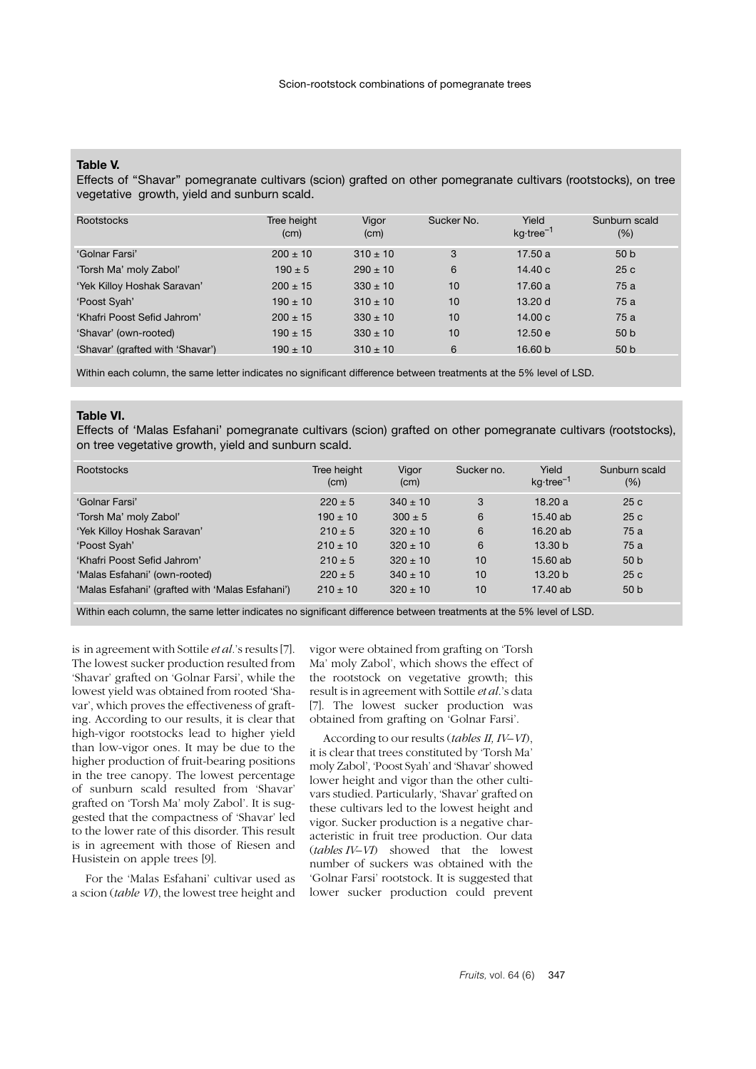**Table V.**
Effects of "Shavar" pomegranate cultivars (scion) grafted on other pomegranate cultivars (rootstocks), on tree vegetative growth, yield and sunburn scald.

| Rootstocks | Tree height (cm) | Vigor (cm) | Sucker No. | Yield $kg \cdot tree^{-1}$ | Sunburn scald (%) |
|---|---|---|---|---|---|
| 'Golnar Farsi' | 200 ± 10 | 310 ± 10 | 3 | 17.50 a | 50 b |
| 'Torsh Ma' moly Zabol' | 190 ± 5 | 290 ± 10 | 6 | 14.40 c | 25 c |
| 'Yek Killoy Hoshak Saravan' | 200 ± 15 | 330 ± 10 | 10 | 17.60 a | 75 a |
| 'Poost Syah' | 190 ± 10 | 310 ± 10 | 10 | 13.20 d | 75 a |
| 'Khafri Poost Sefid Jahrom' | 200 ± 15 | 330 ± 10 | 10 | 14.00 c | 75 a |
| 'Shavar' (own-rooted) | 190 ± 15 | 330 ± 10 | 10 | 12.50 e | 50 b |
| 'Shavar' (grafted with 'Shavar') | 190 ± 10 | 310 ± 10 | 6 | 16.60 b | 50 b |

Within each column, the same letter indicates no significant difference between treatments at the 5% level of LSD.

**Table VI.**
Effects of 'Malas Esfahani' pomegranate cultivars (scion) grafted on other pomegranate cultivars (rootstocks), on tree vegetative growth, yield and sunburn scald.

| Rootstocks | Tree height (cm) | Vigor (cm) | Sucker no. | Yield $kg \cdot tree^{-1}$ | Sunburn scald (%) |
|---|---|---|---|---|---|
| 'Golnar Farsi' | 220 ± 5 | 340 ± 10 | 3 | 18.20 a | 25 c |
| 'Torsh Ma' moly Zabol' | 190 ± 10 | 300 ± 5 | 6 | 15.40 ab | 25 c |
| 'Yek Killoy Hoshak Saravan' | 210 ± 5 | 320 ± 10 | 6 | 16.20 ab | 75 a |
| 'Poost Syah' | 210 ± 10 | 320 ± 10 | 6 | 13.30 b | 75 a |
| 'Khafri Poost Sefid Jahrom' | 210 ± 5 | 320 ± 10 | 10 | 15.60 ab | 50 b |
| 'Malas Esfahani' (own-rooted) | 220 ± 5 | 340 ± 10 | 10 | 13.20 b | 25 c |
| 'Malas Esfahani' (grafted with 'Malas Esfahani') | 210 ± 10 | 320 ± 10 | 10 | 17.40 ab | 50 b |

Within each column, the same letter indicates no significant difference between treatments at the 5% level of LSD.

is in agreement with Sottile *et al.*'s results [7]. The lowest sucker production resulted from 'Shavar' grafted on 'Golnar Farsi', while the lowest yield was obtained from rooted 'Shavar', which proves the effectiveness of grafting. According to our results, it is clear that high-vigor rootstocks lead to higher yield than low-vigor ones. It may be due to the higher production of fruit-bearing positions in the tree canopy. The lowest percentage of sunburn scald resulted from 'Shavar' grafted on 'Torsh Ma' moly Zabol'. It is suggested that the compactness of 'Shavar' led to the lower rate of this disorder. This result is in agreement with those of Riesen and Husistein on apple trees [9].

For the 'Malas Esfahani' cultivar used as a scion (*table VI*), the lowest tree height and vigor were obtained from grafting on 'Torsh Ma' moly Zabol', which shows the effect of the rootstock on vegetative growth; this result is in agreement with Sottile *et al.*'s data [7]. The lowest sucker production was obtained from grafting on 'Golnar Farsi'.

According to our results (*tables II, IV–VI*), it is clear that trees constituted by 'Torsh Ma' moly Zabol', 'Poost Syah' and 'Shavar' showed lower height and vigor than the other cultivars studied. Particularly, 'Shavar' grafted on these cultivars led to the lowest height and vigor. Sucker production is a negative characteristic in fruit tree production. Our data (*tables IV–VI*) showed that the lowest number of suckers was obtained with the 'Golnar Farsi' rootstock. It is suggested that lower sucker production could prevent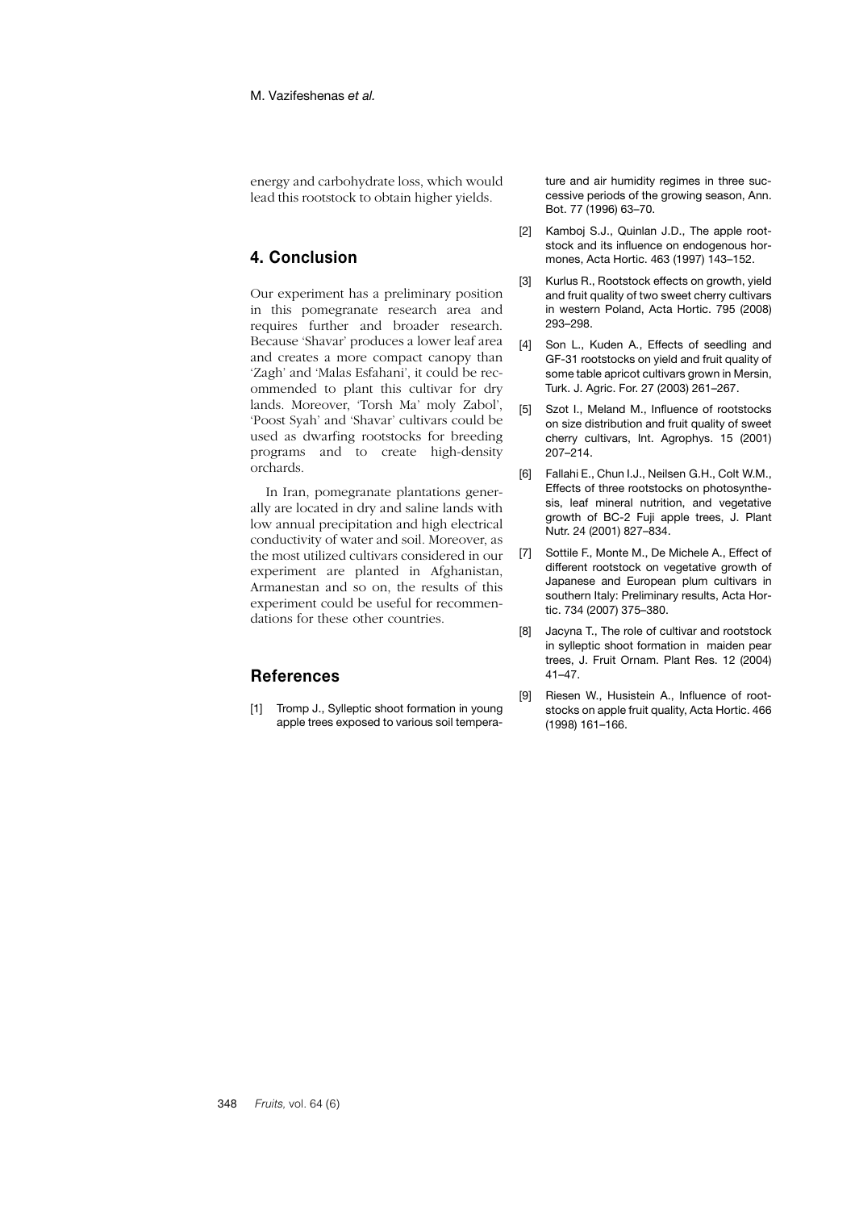energy and carbohydrate loss, which would lead this rootstock to obtain higher yields.

## 4. Conclusion

Our experiment has a preliminary position in this pomegranate research area and requires further and broader research. Because 'Shavar' produces a lower leaf area and creates a more compact canopy than 'Zagh' and 'Malas Esfahani', it could be recommended to plant this cultivar for dry lands. Moreover, 'Torsh Ma' moly Zabol', 'Poost Syah' and 'Shavar' cultivars could be used as dwarfing rootstocks for breeding programs and to create high-density orchards.

In Iran, pomegranate plantations generally are located in dry and saline lands with low annual precipitation and high electrical conductivity of water and soil. Moreover, as the most utilized cultivars considered in our experiment are planted in Afghanistan, Armanestan and so on, the results of this experiment could be useful for recommendations for these other countries.

## References

[1] Tromp J., Sylleptic shoot formation in young apple trees exposed to various soil temperature and air humidity regimes in three successive periods of the growing season, Ann. Bot. 77 (1996) 63–70.

[2] Kamboj S.J., Quinlan J.D., The apple rootstock and its influence on endogenous hormones, Acta Hortic. 463 (1997) 143–152.

[3] Kurlus R., Rootstock effects on growth, yield and fruit quality of two sweet cherry cultivars in western Poland, Acta Hortic. 795 (2008) 293–298.

[4] Son L., Kuden A., Effects of seedling and GF-31 rootstocks on yield and fruit quality of some table apricot cultivars grown in Mersin, Turk. J. Agric. For. 27 (2003) 261–267.

[5] Szot I., Meland M., Influence of rootstocks on size distribution and fruit quality of sweet cherry cultivars, Int. Agrophys. 15 (2001) 207–214.

[6] Fallahi E., Chun I.J., Neilsen G.H., Colt W.M., Effects of three rootstocks on photosynthesis, leaf mineral nutrition, and vegetative growth of BC-2 Fuji apple trees, J. Plant Nutr. 24 (2001) 827–834.

[7] Sottile F., Monte M., De Michele A., Effect of different rootstock on vegetative growth of Japanese and European plum cultivars in southern Italy: Preliminary results, Acta Hortic. 734 (2007) 375–380.

[8] Jacyna T., The role of cultivar and rootstock in sylleptic shoot formation in maiden pear trees, J. Fruit Ornam. Plant Res. 12 (2004) 41–47.

[9] Riesen W., Husistein A., Influence of rootstocks on apple fruit quality, Acta Hortic. 466 (1998) 161–166.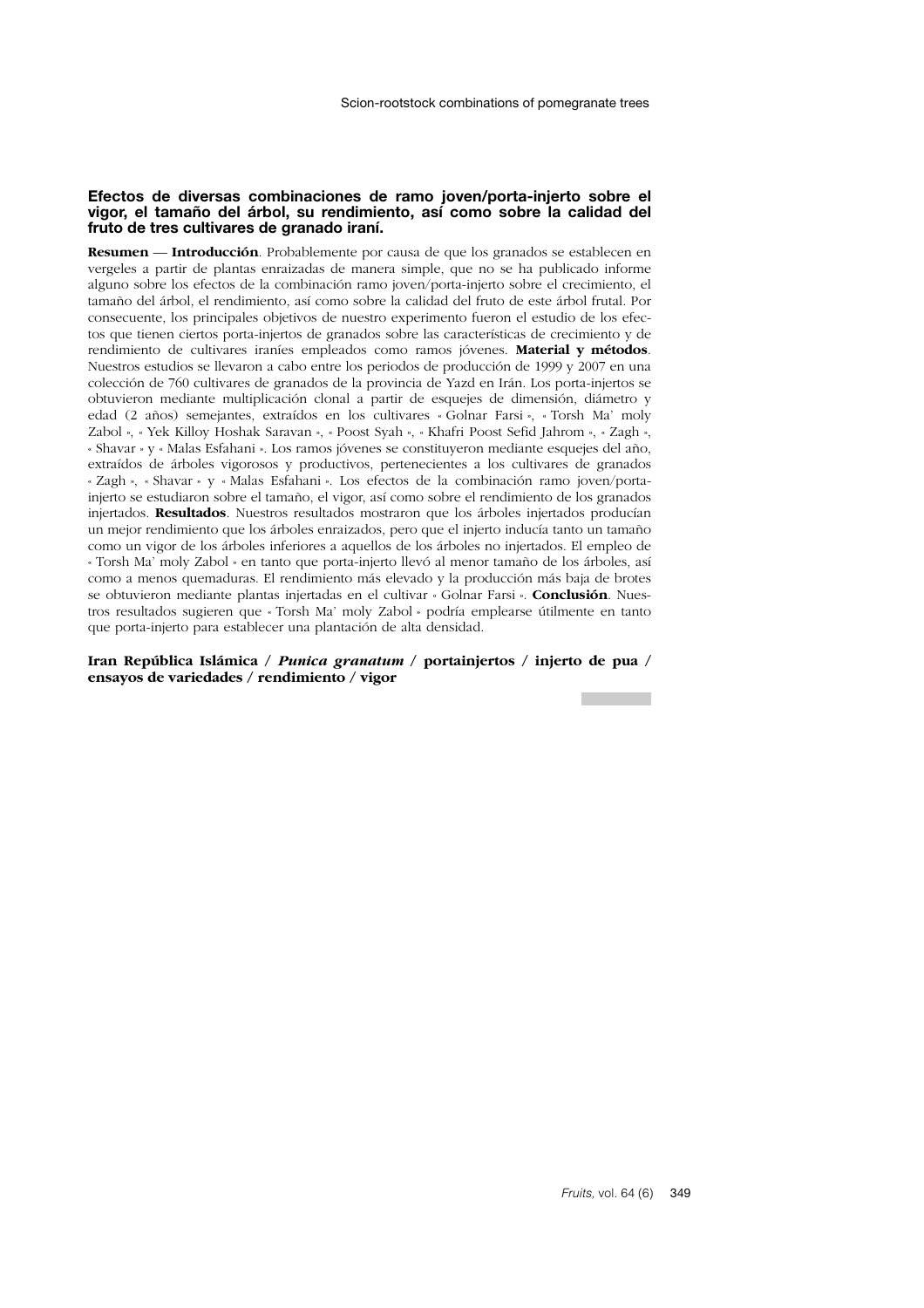**Efectos de diversas combinaciones de ramo joven/porta-injerto sobre el vigor, el tamaño del árbol, su rendimiento, así como sobre la calidad del fruto de tres cultivares de granado iraní.**

**Resumen** — **Introducción**. Probablemente por causa de que los granados se establecen en vergeles a partir de plantas enraizadas de manera simple, que no se ha publicado informe alguno sobre los efectos de la combinación ramo joven/porta-injerto sobre el crecimiento, el tamaño del árbol, el rendimiento, así como sobre la calidad del fruto de este árbol frutal. Por consecuente, los principales objetivos de nuestro experimento fueron el estudio de los efectos que tienen ciertos porta-injertos de granados sobre las características de crecimiento y de rendimiento de cultivares iraníes empleados como ramos jóvenes. **Material y métodos**. Nuestros estudios se llevaron a cabo entre los periodos de producción de 1999 y 2007 en una colección de 760 cultivares de granados de la provincia de Yazd en Irán. Los porta-injertos se obtuvieron mediante multiplicación clonal a partir de esquejes de dimensión, diámetro y edad (2 años) semejantes, extraídos en los cultivares « Golnar Farsi », « Torsh Ma' moly Zabol », « Yek Killoy Hoshak Saravan », « Poost Syah », « Khafri Poost Sefid Jahrom », « Zagh », « Shavar » y « Malas Esfahani ». Los ramos jóvenes se constituyeron mediante esquejes del año, extraídos de árboles vigorosos y productivos, pertenecientes a los cultivares de granados « Zagh », « Shavar » y « Malas Esfahani ». Los efectos de la combinación ramo joven/porta-injerto se estudiaron sobre el tamaño, el vigor, así como sobre el rendimiento de los granados injertados. **Resultados**. Nuestros resultados mostraron que los árboles injertados producían un mejor rendimiento que los árboles enraizados, pero que el injerto inducía tanto un tamaño como un vigor de los árboles inferiores a aquellos de los árboles no injertados. El empleo de « Torsh Ma' moly Zabol » en tanto que porta-injerto llevó al menor tamaño de los árboles, así como a menos quemaduras. El rendimiento más elevado y la producción más baja de brotes se obtuvieron mediante plantas injertadas en el cultivar « Golnar Farsi ». **Conclusión**. Nuestros resultados sugieren que « Torsh Ma' moly Zabol » podría emplearse útilmente en tanto que porta-injerto para establecer una plantación de alta densidad.

**Iran República Islámica / *Punica granatum* / portainjertos / injerto de pua / ensayos de variedades / rendimiento / vigor**